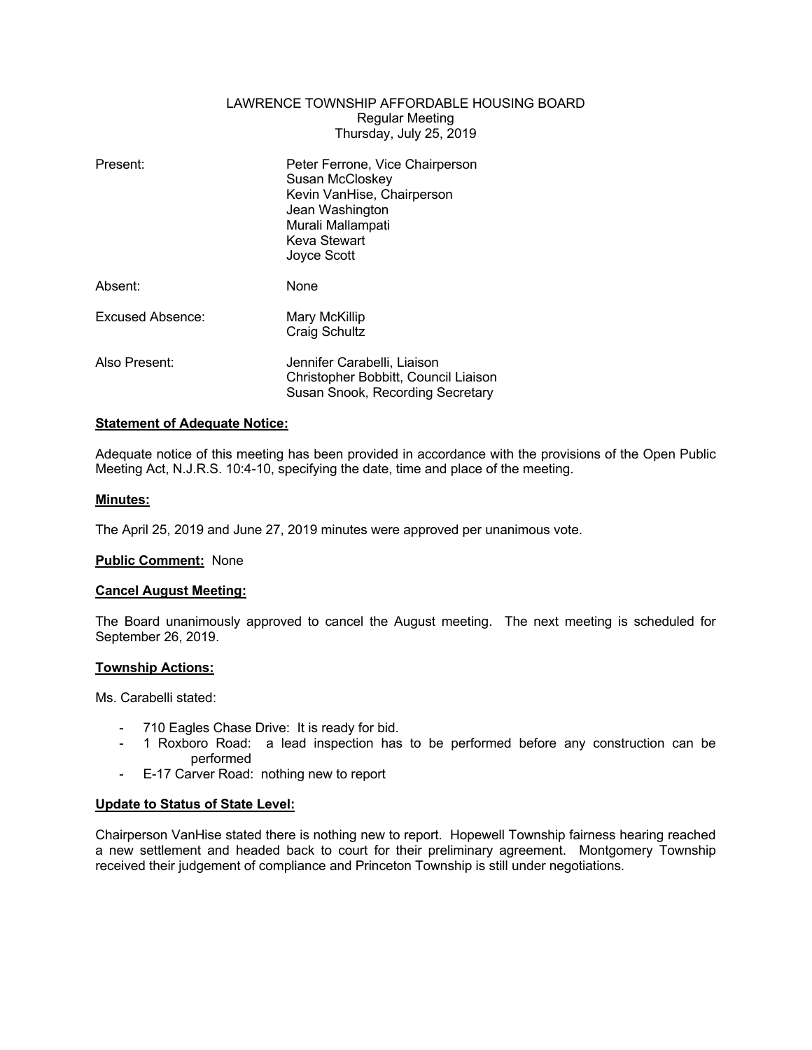LAWRENCE TOWNSHIP AFFORDABLE HOUSING BOARD
Regular Meeting
Thursday, July 25, 2019

| | |
|---|---|
| Present: | Peter Ferrone, Vice Chairperson<br>Susan McCloskey<br>Kevin VanHise, Chairperson<br>Jean Washington<br>Murali Mallampati<br>Keva Stewart<br>Joyce Scott |
| Absent: | None |
| Excused Absence: | Mary McKillip<br>Craig Schultz |
| Also Present: | Jennifer Carabelli, Liaison<br>Christopher Bobbitt, Council Liaison<br>Susan Snook, Recording Secretary |

**Statement of Adequate Notice:**

Adequate notice of this meeting has been provided in accordance with the provisions of the Open Public Meeting Act, N.J.R.S. 10:4-10, specifying the date, time and place of the meeting.

**Minutes:**

The April 25, 2019 and June 27, 2019 minutes were approved per unanimous vote.

**Public Comment:** None

**Cancel August Meeting:**

The Board unanimously approved to cancel the August meeting. The next meeting is scheduled for September 26, 2019.

**Township Actions:**

Ms. Carabelli stated:

- 710 Eagles Chase Drive: It is ready for bid.
- 1 Roxboro Road: a lead inspection has to be performed before any construction can be performed
- E-17 Carver Road: nothing new to report

**Update to Status of State Level:**

Chairperson VanHise stated there is nothing new to report. Hopewell Township fairness hearing reached a new settlement and headed back to court for their preliminary agreement. Montgomery Township received their judgement of compliance and Princeton Township is still under negotiations.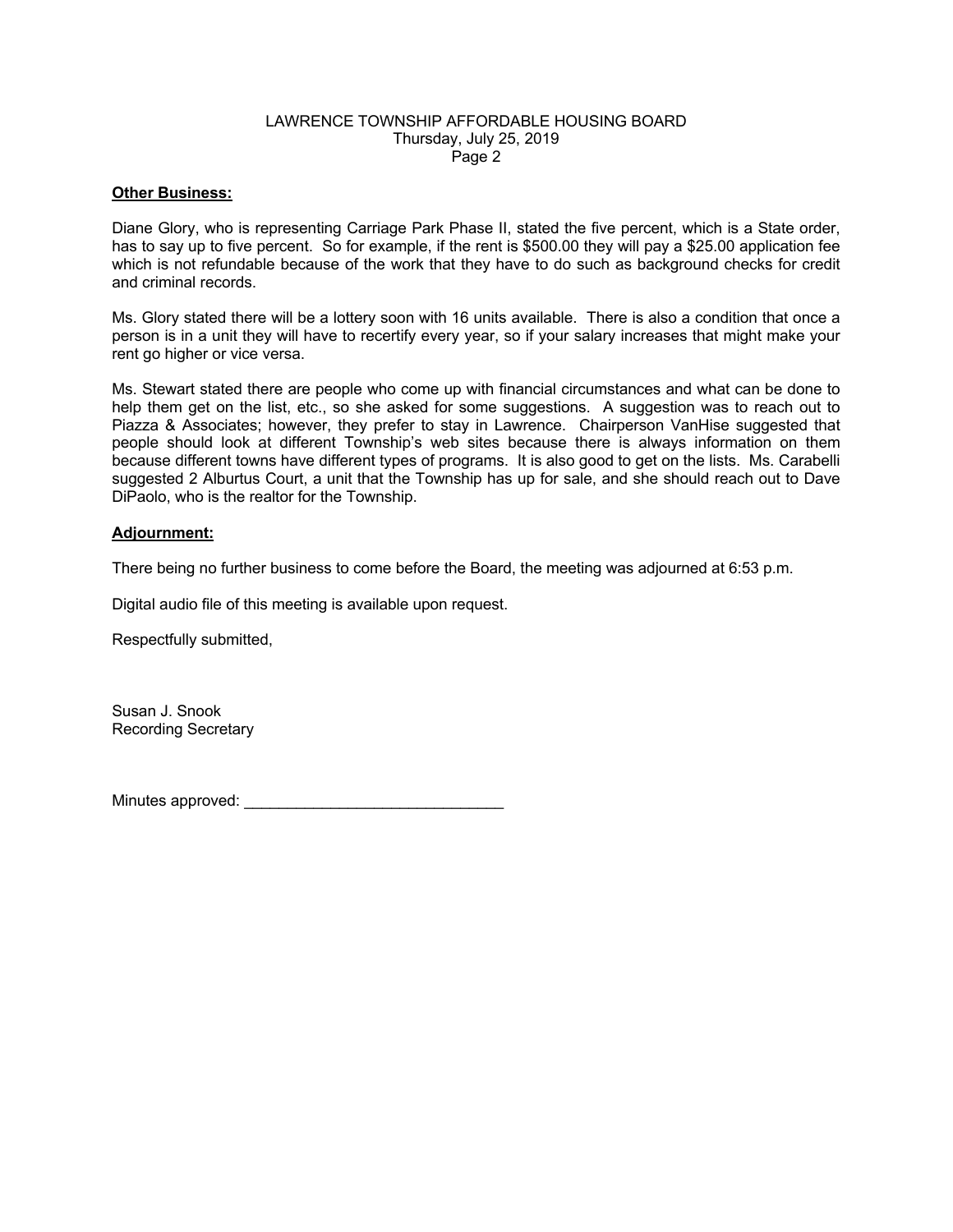**Other Business:**

Diane Glory, who is representing Carriage Park Phase II, stated the five percent, which is a State order, has to say up to five percent. So for example, if the rent is $500.00 they will pay a $25.00 application fee which is not refundable because of the work that they have to do such as background checks for credit and criminal records.

Ms. Glory stated there will be a lottery soon with 16 units available. There is also a condition that once a person is in a unit they will have to recertify every year, so if your salary increases that might make your rent go higher or vice versa.

Ms. Stewart stated there are people who come up with financial circumstances and what can be done to help them get on the list, etc., so she asked for some suggestions. A suggestion was to reach out to Piazza & Associates; however, they prefer to stay in Lawrence. Chairperson VanHise suggested that people should look at different Township's web sites because there is always information on them because different towns have different types of programs. It is also good to get on the lists. Ms. Carabelli suggested 2 Alburtus Court, a unit that the Township has up for sale, and she should reach out to Dave DiPaolo, who is the realtor for the Township.

**Adjournment:**

There being no further business to come before the Board, the meeting was adjourned at 6:53 p.m.

Digital audio file of this meeting is available upon request.

Respectfully submitted,

Susan J. Snook
Recording Secretary

Minutes approved: ______________________________